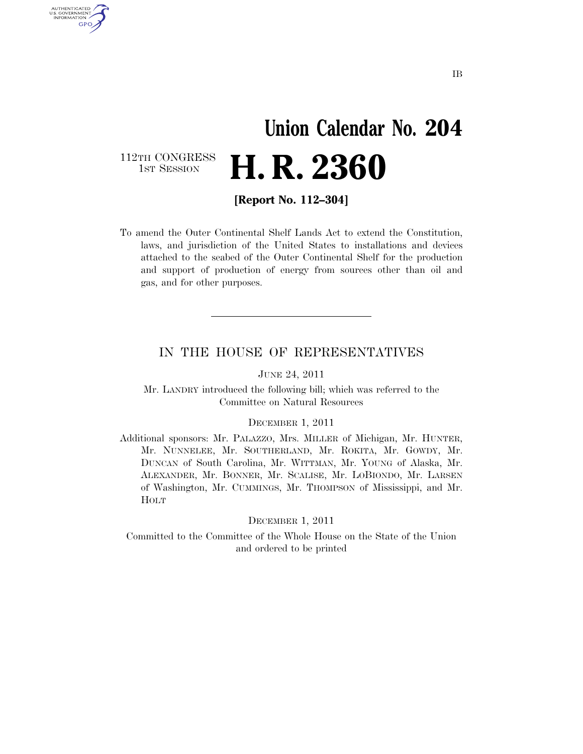IB

# Union Calendar No. 204

112TH CONGRESS
1ST SESSION

# H. R. 2360

**[Report No. 112–304]**

To amend the Outer Continental Shelf Lands Act to extend the Constitution, laws, and jurisdiction of the United States to installations and devices attached to the seabed of the Outer Continental Shelf for the production and support of production of energy from sources other than oil and gas, and for other purposes.

---

## IN THE HOUSE OF REPRESENTATIVES

JUNE 24, 2011

Mr. LANDRY introduced the following bill; which was referred to the Committee on Natural Resources

DECEMBER 1, 2011

Additional sponsors: Mr. PALAZZO, Mrs. MILLER of Michigan, Mr. HUNTER, Mr. NUNNELEE, Mr. SOUTHERLAND, Mr. ROKITA, Mr. GOWDY, Mr. DUNCAN of South Carolina, Mr. WITTMAN, Mr. YOUNG of Alaska, Mr. ALEXANDER, Mr. BONNER, Mr. SCALISE, Mr. LOBIONDO, Mr. LARSEN of Washington, Mr. CUMMINGS, Mr. THOMPSON of Mississippi, and Mr. HOLT

DECEMBER 1, 2011

Committed to the Committee of the Whole House on the State of the Union and ordered to be printed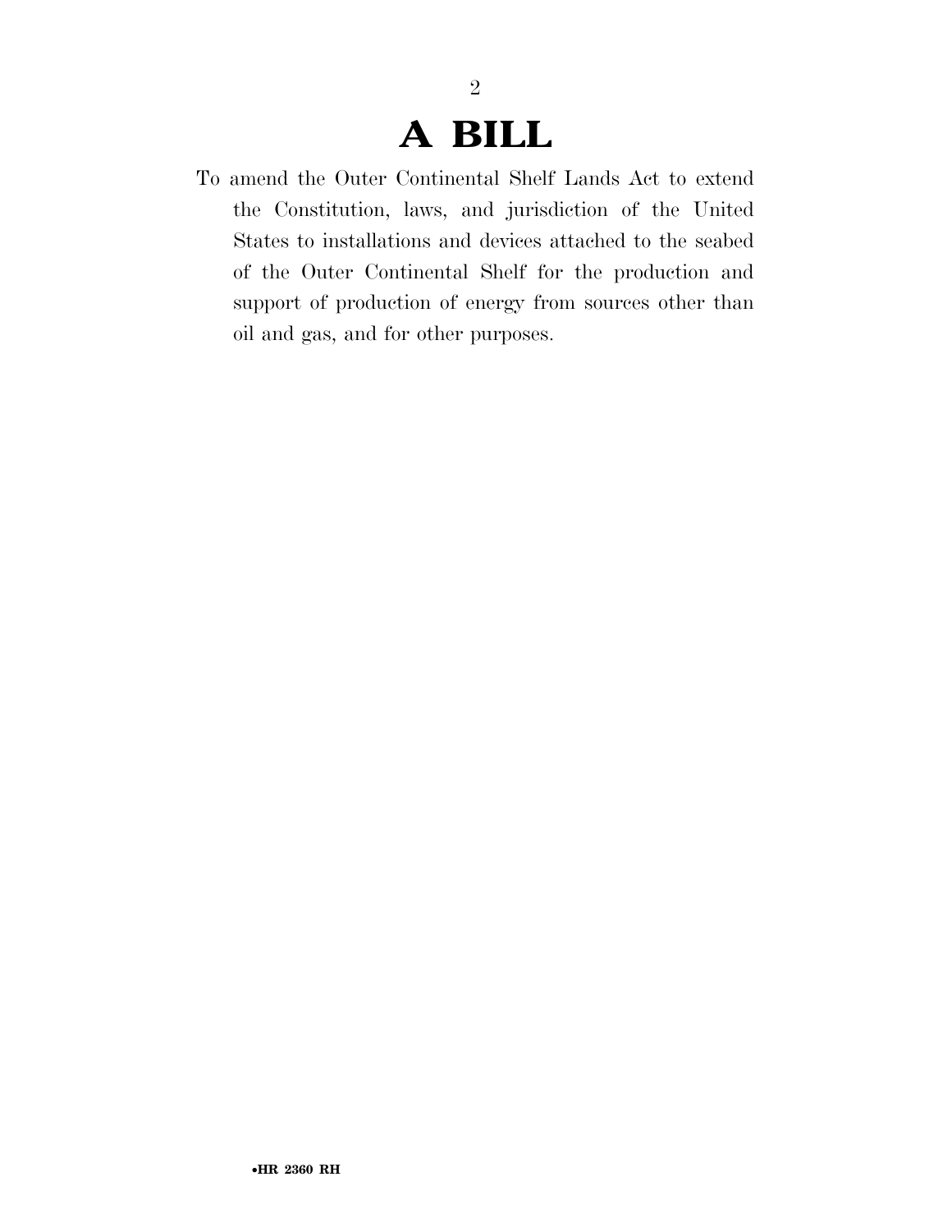# A BILL

To amend the Outer Continental Shelf Lands Act to extend the Constitution, laws, and jurisdiction of the United States to installations and devices attached to the seabed of the Outer Continental Shelf for the production and support of production of energy from sources other than oil and gas, and for other purposes.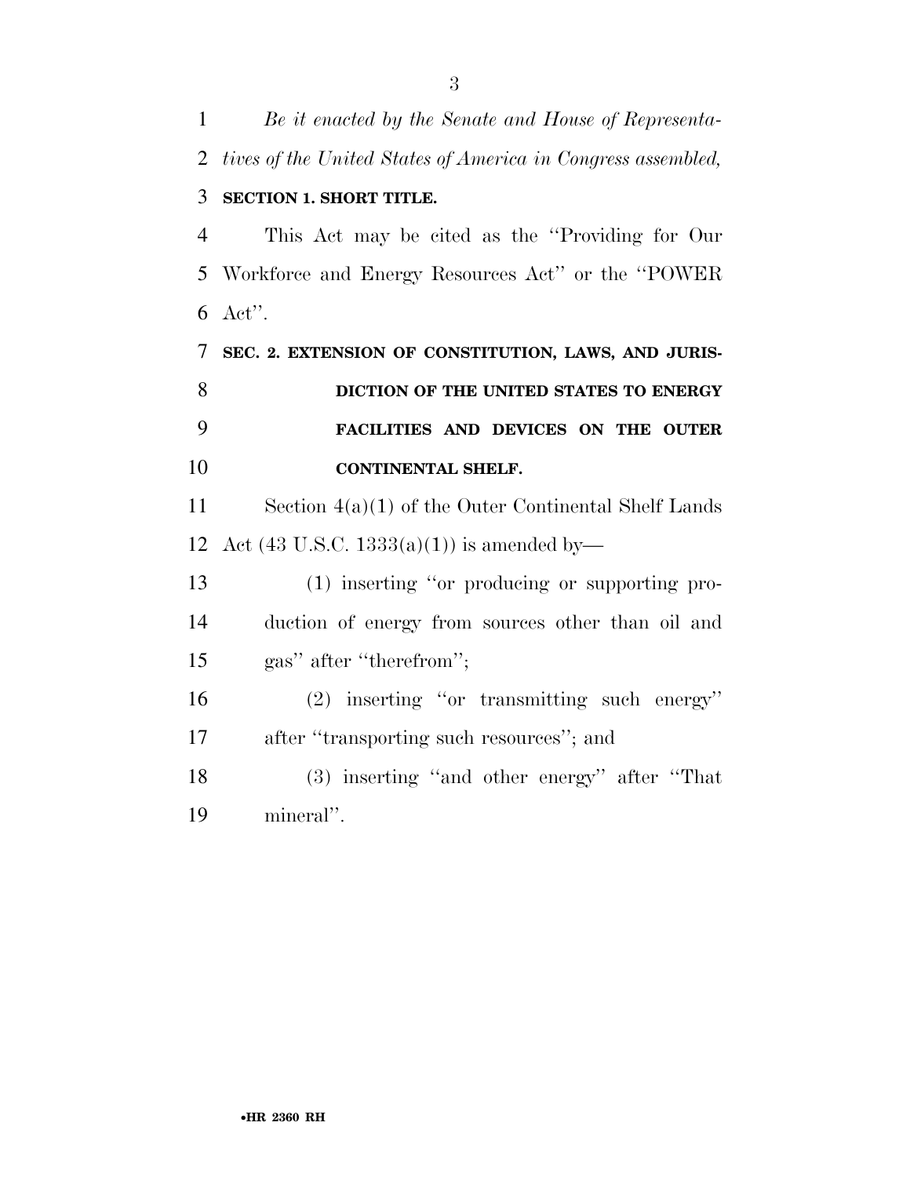*Be it enacted by the Senate and House of Representatives of the United States of America in Congress assembled,*

**SECTION 1. SHORT TITLE.**

This Act may be cited as the "Providing for Our Workforce and Energy Resources Act" or the "POWER Act".

**SEC. 2. EXTENSION OF CONSTITUTION, LAWS, AND JURISDICTION OF THE UNITED STATES TO ENERGY FACILITIES AND DEVICES ON THE OUTER CONTINENTAL SHELF.**

Section 4(a)(1) of the Outer Continental Shelf Lands Act (43 U.S.C. 1333(a)(1)) is amended by—

(1) inserting "or producing or supporting production of energy from sources other than oil and gas" after "therefrom";

(2) inserting "or transmitting such energy" after "transporting such resources"; and

(3) inserting "and other energy" after "That mineral".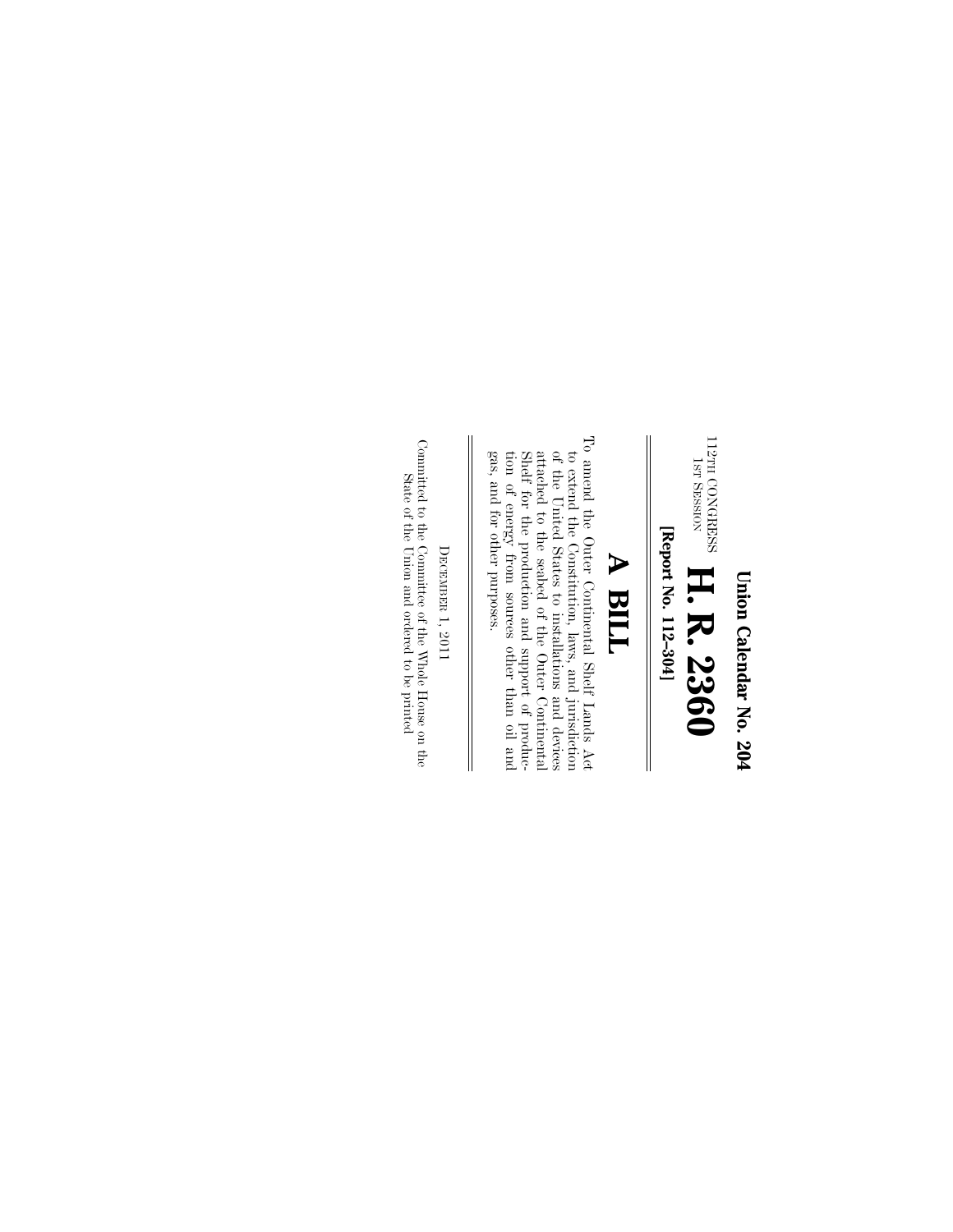Union Calendar No. 204

112TH CONGRESS
1ST SESSION

# H. R. 2360

**[Report No. 112–304]**

# A BILL

To amend the Outer Continental Shelf Lands Act to extend the Constitution, laws, and jurisdiction of the United States to installations and devices attached to the seabed of the Outer Continental Shelf for the production and support of production of energy from sources other than oil and gas, and for other purposes.

DECEMBER 1, 2011

Committed to the Committee of the Whole House on the State of the Union and ordered to be printed